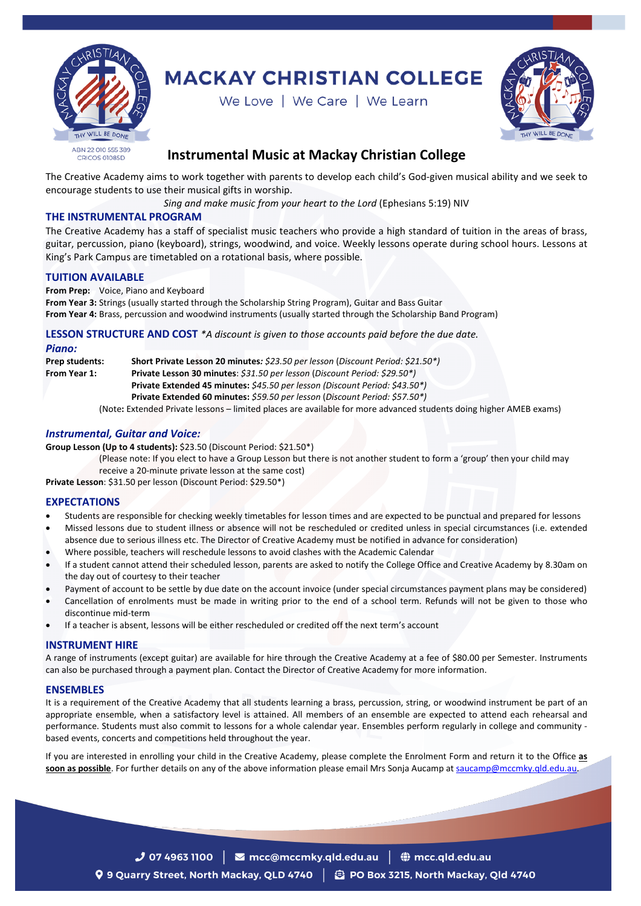# MACKAY CHRISTIAN COLLEGE

We Love | We Care | We Learn

ABN 22 010 555 389
CRICOS 01085D

## Instrumental Music at Mackay Christian College

The Creative Academy aims to work together with parents to develop each child's God-given musical ability and we seek to encourage students to use their musical gifts in worship.

*Sing and make music from your heart to the Lord* (Ephesians 5:19) NIV

### THE INSTRUMENTAL PROGRAM

The Creative Academy has a staff of specialist music teachers who provide a high standard of tuition in the areas of brass, guitar, percussion, piano (keyboard), strings, woodwind, and voice. Weekly lessons operate during school hours. Lessons at King's Park Campus are timetabled on a rotational basis, where possible.

### TUITION AVAILABLE

**From Prep:** Voice, Piano and Keyboard
**From Year 3:** Strings (usually started through the Scholarship String Program), Guitar and Bass Guitar
**From Year 4:** Brass, percussion and woodwind instruments (usually started through the Scholarship Band Program)

### LESSON STRUCTURE AND COST *\*A discount is given to those accounts paid before the due date.*

#### *Piano:*

**Prep students:** **Short Private Lesson 20 minutes***: $23.50 per lesson* (*Discount Period: $21.50\**)
**From Year 1:** **Private Lesson 30 minutes**: *$31.50 per lesson* (*Discount Period: $29.50\**)
**Private Extended 45 minutes:** *$45.50 per lesson (Discount Period: $43.50\*)*
**Private Extended 60 minutes:** *$59.50 per lesson* (*Discount Period: $57.50\**)

(Note**:** Extended Private lessons – limited places are available for more advanced students doing higher AMEB exams)

#### *Instrumental, Guitar and Voice:*

**Group Lesson (Up to 4 students):** $23.50 (Discount Period: $21.50*)

(Please note: If you elect to have a Group Lesson but there is not another student to form a 'group' then your child may receive a 20-minute private lesson at the same cost)

**Private Lesson**: $31.50 per lesson (Discount Period: $29.50*)

### EXPECTATIONS

- Students are responsible for checking weekly timetables for lesson times and are expected to be punctual and prepared for lessons
- Missed lessons due to student illness or absence will not be rescheduled or credited unless in special circumstances (i.e. extended absence due to serious illness etc. The Director of Creative Academy must be notified in advance for consideration)
- Where possible, teachers will reschedule lessons to avoid clashes with the Academic Calendar
- If a student cannot attend their scheduled lesson, parents are asked to notify the College Office and Creative Academy by 8.30am on the day out of courtesy to their teacher
- Payment of account to be settle by due date on the account invoice (under special circumstances payment plans may be considered)
- Cancellation of enrolments must be made in writing prior to the end of a school term. Refunds will not be given to those who discontinue mid-term
- If a teacher is absent, lessons will be either rescheduled or credited off the next term's account

### INSTRUMENT HIRE

A range of instruments (except guitar) are available for hire through the Creative Academy at a fee of $80.00 per Semester. Instruments can also be purchased through a payment plan. Contact the Director of Creative Academy for more information.

### ENSEMBLES

It is a requirement of the Creative Academy that all students learning a brass, percussion, string, or woodwind instrument be part of an appropriate ensemble, when a satisfactory level is attained. All members of an ensemble are expected to attend each rehearsal and performance. Students must also commit to lessons for a whole calendar year. Ensembles perform regularly in college and community - based events, concerts and competitions held throughout the year.

If you are interested in enrolling your child in the Creative Academy, please complete the Enrolment Form and return it to the Office **as soon as possible**. For further details on any of the above information please email Mrs Sonja Aucamp at saucamp@mccmky.qld.edu.au.

07 4963 1100 | mcc@mccmky.qld.edu.au | mcc.qld.edu.au
9 Quarry Street, North Mackay, QLD 4740 | PO Box 3215, North Mackay, Qld 4740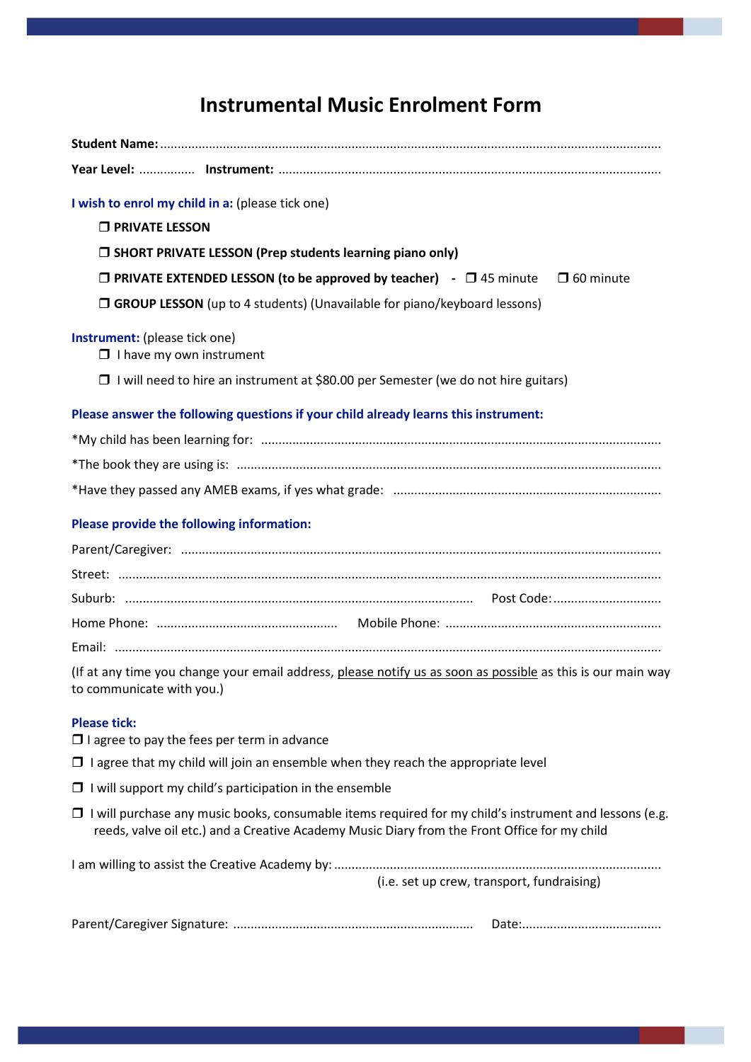# Instrumental Music Enrolment Form

**Student Name:** ..............................................................................................................................................

**Year Level:** ................ **Instrument:** ............................................................................................................

**I wish to enrol my child in a:** (please tick one)

- ❒ **PRIVATE LESSON**
- ❒ **SHORT PRIVATE LESSON (Prep students learning piano only)**
- ❒ **PRIVATE EXTENDED LESSON (to be approved by teacher) -** ❒ 45 minute ❒ 60 minute
- ❒ **GROUP LESSON** (up to 4 students) (Unavailable for piano/keyboard lessons)

**Instrument:** (please tick one)

- ❒ I have my own instrument
- ❒ I will need to hire an instrument at $80.00 per Semester (we do not hire guitars)

**Please answer the following questions if your child already learns this instrument:**

*My child has been learning for: .................................................................................................................

*The book they are using is: .......................................................................................................................

*Have they passed any AMEB exams, if yes what grade: ............................................................................

**Please provide the following information:**

Parent/Caregiver: .......................................................................................................................................

Street: ........................................................................................................................................................

Suburb: .................................................................................................. Post Code: ...............................

Home Phone: ................................................... Mobile Phone: .............................................................

Email: .........................................................................................................................................................

(If at any time you change your email address, <u>please notify us as soon as possible</u> as this is our main way to communicate with you.)

**Please tick:**

- ❒ I agree to pay the fees per term in advance
- ❒ I agree that my child will join an ensemble when they reach the appropriate level
- ❒ I will support my child's participation in the ensemble
- ❒ I will purchase any music books, consumable items required for my child's instrument and lessons (e.g. reeds, valve oil etc.) and a Creative Academy Music Diary from the Front Office for my child

I am willing to assist the Creative Academy by: ............................................................................................
(i.e. set up crew, transport, fundraising)

Parent/Caregiver Signature: .................................................................... Date: ........................................